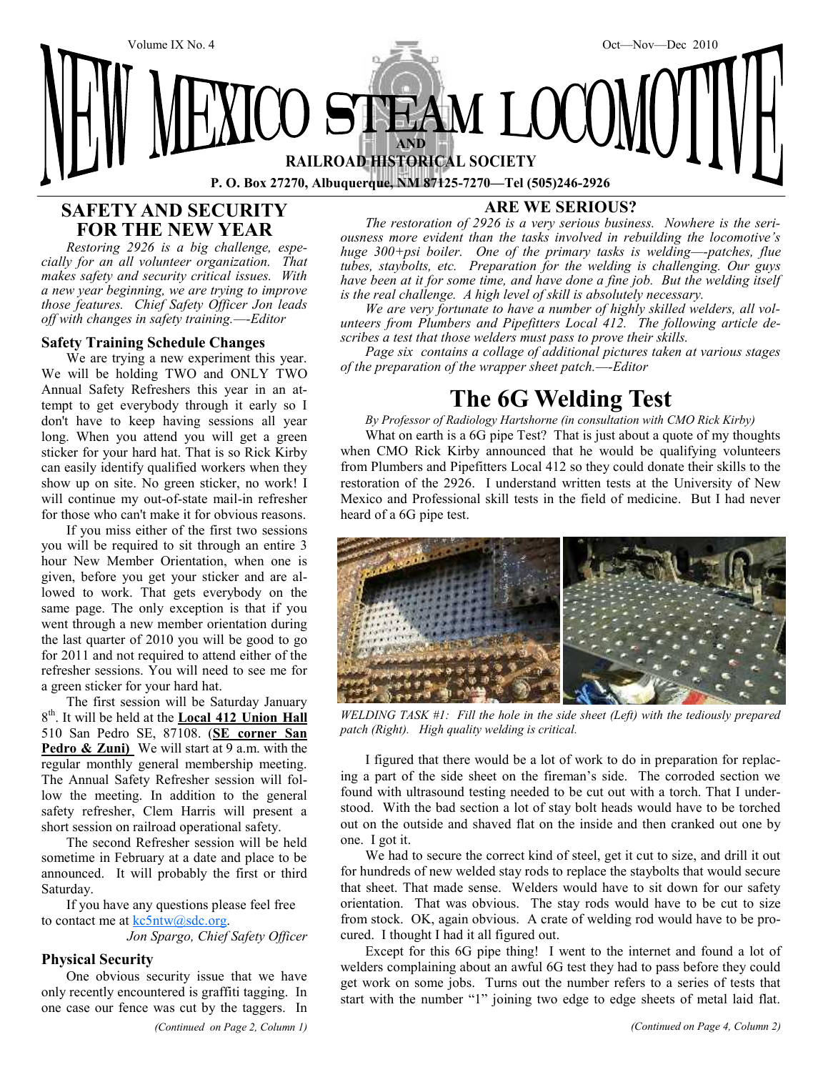Volume IX No. 4 Oct—Nov—Dec 2010

# NEW MEXICO STEAM LOCOMOTIVE AND RAILROAD HISTORICAL SOCIETY

**P. O. Box 27270, Albuquerque, NM 87125-7270—Tel (505)246-2926**

## SAFETY AND SECURITY FOR THE NEW YEAR

*Restoring 2926 is a big challenge, especially for an all volunteer organization. That makes safety and security critical issues. With a new year beginning, we are trying to improve those features. Chief Safety Officer Jon leads off with changes in safety training.—-Editor*

### Safety Training Schedule Changes

We are trying a new experiment this year. We will be holding TWO and ONLY TWO Annual Safety Refreshers this year in an attempt to get everybody through it early so I don't have to keep having sessions all year long. When you attend you will get a green sticker for your hard hat. That is so Rick Kirby can easily identify qualified workers when they show up on site. No green sticker, no work! I will continue my out-of-state mail-in refresher for those who can't make it for obvious reasons.

If you miss either of the first two sessions you will be required to sit through an entire 3 hour New Member Orientation, when one is given, before you get your sticker and are allowed to work. That gets everybody on the same page. The only exception is that if you went through a new member orientation during the last quarter of 2010 you will be good to go for 2011 and not required to attend either of the refresher sessions. You will need to see me for a green sticker for your hard hat.

The first session will be Saturday January 8th. It will be held at the **Local 412 Union Hall** 510 San Pedro SE, 87108. (**SE corner San Pedro & Zuni)** We will start at 9 a.m. with the regular monthly general membership meeting. The Annual Safety Refresher session will follow the meeting. In addition to the general safety refresher, Clem Harris will present a short session on railroad operational safety.

The second Refresher session will be held sometime in February at a date and place to be announced. It will probably the first or third Saturday.

If you have any questions please feel free to contact me at kc5ntw@sdc.org.

*Jon Spargo, Chief Safety Officer*

### Physical Security

One obvious security issue that we have only recently encountered is graffiti tagging. In one case our fence was cut by the taggers. In

*(Continued on Page 2, Column 1)*

## ARE WE SERIOUS?

*The restoration of 2926 is a very serious business. Nowhere is the seriousness more evident than the tasks involved in rebuilding the locomotive's huge 300+psi boiler. One of the primary tasks is welding—-patches, flue tubes, staybolts, etc. Preparation for the welding is challenging. Our guys have been at it for some time, and have done a fine job. But the welding itself is the real challenge. A high level of skill is absolutely necessary.*

*We are very fortunate to have a number of highly skilled welders, all volunteers from Plumbers and Pipefitters Local 412. The following article describes a test that those welders must pass to prove their skills.*

*Page six contains a collage of additional pictures taken at various stages of the preparation of the wrapper sheet patch.—-Editor*

# The 6G Welding Test

*By Professor of Radiology Hartshorne (in consultation with CMO Rick Kirby)*

What on earth is a 6G pipe Test? That is just about a quote of my thoughts when CMO Rick Kirby announced that he would be qualifying volunteers from Plumbers and Pipefitters Local 412 so they could donate their skills to the restoration of the 2926. I understand written tests at the University of New Mexico and Professional skill tests in the field of medicine. But I had never heard of a 6G pipe test.

*WELDING TASK #1: Fill the hole in the side sheet (Left) with the tediously prepared patch (Right). High quality welding is critical.*

I figured that there would be a lot of work to do in preparation for replacing a part of the side sheet on the fireman's side. The corroded section we found with ultrasound testing needed to be cut out with a torch. That I understood. With the bad section a lot of stay bolt heads would have to be torched out on the outside and shaved flat on the inside and then cranked out one by one. I got it.

We had to secure the correct kind of steel, get it cut to size, and drill it out for hundreds of new welded stay rods to replace the staybolts that would secure that sheet. That made sense. Welders would have to sit down for our safety orientation. That was obvious. The stay rods would have to be cut to size from stock. OK, again obvious. A crate of welding rod would have to be procured. I thought I had it all figured out.

Except for this 6G pipe thing! I went to the internet and found a lot of welders complaining about an awful 6G test they had to pass before they could get work on some jobs. Turns out the number refers to a series of tests that start with the number "1" joining two edge to edge sheets of metal laid flat.

*(Continued on Page 4, Column 2)*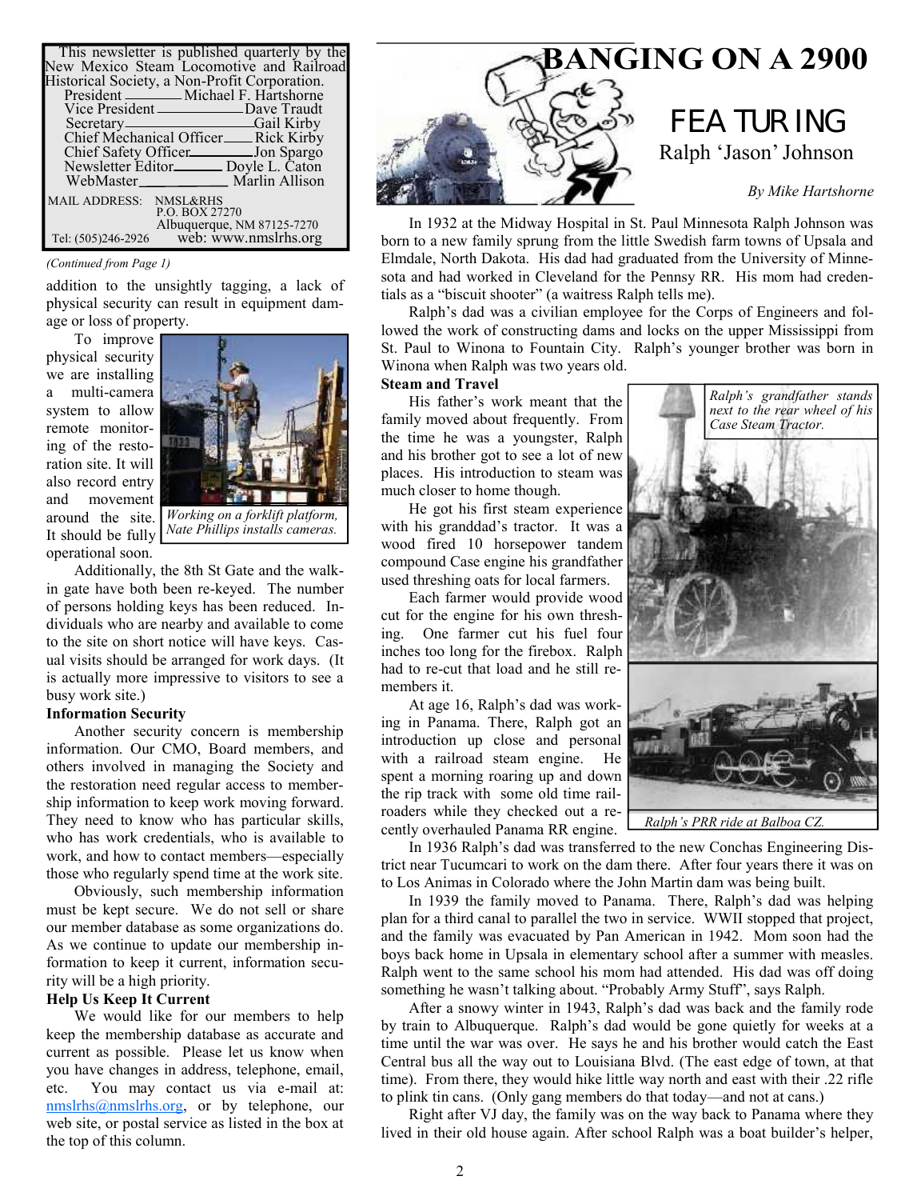This newsletter is published quarterly by the New Mexico Steam Locomotive and Railroad Historical Society, a Non-Profit Corporation.

| | |
|---|---|
| President | Michael F. Hartshorne |
| Vice President | Dave Traudt |
| Secretary | Gail Kirby |
| Chief Mechanical Officer | Rick Kirby |
| Chief Safety Officer | Jon Spargo |
| Newsletter Editor | Doyle L. Caton |
| WebMaster | Marlin Allison |

MAIL ADDRESS: NMSL&RHS
P.O. BOX 27270
Albuquerque, NM 87125-7270
Tel: (505)246-2926 web: www.nmslrhs.org

*(Continued from Page 1)*

addition to the unsightly tagging, a lack of physical security can result in equipment damage or loss of property.

To improve physical security we are installing a multi-camera system to allow remote monitoring of the restoration site. It will also record entry and movement around the site. It should be fully operational soon.

*Working on a forklift platform, Nate Phillips installs cameras.*

Additionally, the 8th St Gate and the walk-in gate have both been re-keyed. The number of persons holding keys has been reduced. Individuals who are nearby and available to come to the site on short notice will have keys. Casual visits should be arranged for work days. (It is actually more impressive to visitors to see a busy work site.)

**Information Security**

Another security concern is membership information. Our CMO, Board members, and others involved in managing the Society and the restoration need regular access to membership information to keep work moving forward. They need to know who has particular skills, who has work credentials, who is available to work, and how to contact members—especially those who regularly spend time at the work site.

Obviously, such membership information must be kept secure. We do not sell or share our member database as some organizations do. As we continue to update our membership information to keep it current, information security will be a high priority.

**Help Us Keep It Current**

We would like for our members to help keep the membership database as accurate and current as possible. Please let us know when you have changes in address, telephone, email, etc. You may contact us via e-mail at: nmslrhs@nmslrhs.org, or by telephone, our web site, or postal service as listed in the box at the top of this column.

# BANGING ON A 2900

## FEATURING

### Ralph 'Jason' Johnson

*By Mike Hartshorne*

In 1932 at the Midway Hospital in St. Paul Minnesota Ralph Johnson was born to a new family sprung from the little Swedish farm towns of Upsala and Elmdale, North Dakota. His dad had graduated from the University of Minnesota and had worked in Cleveland for the Pennsy RR. His mom had credentials as a "biscuit shooter" (a waitress Ralph tells me).

Ralph's dad was a civilian employee for the Corps of Engineers and followed the work of constructing dams and locks on the upper Mississippi from St. Paul to Winona to Fountain City. Ralph's younger brother was born in Winona when Ralph was two years old.

**Steam and Travel**

His father's work meant that the family moved about frequently. From the time he was a youngster, Ralph and his brother got to see a lot of new places. His introduction to steam was much closer to home though.

He got his first steam experience with his granddad's tractor. It was a wood fired 10 horsepower tandem compound Case engine his grandfather used threshing oats for local farmers.

Each farmer would provide wood cut for the engine for his own threshing. One farmer cut his fuel four inches too long for the firebox. Ralph had to re-cut that load and he still remembers it.

*Ralph's grandfather stands next to the rear wheel of his Case Steam Tractor.*

At age 16, Ralph's dad was working in Panama. There, Ralph got an introduction up close and personal with a railroad steam engine. He spent a morning roaring up and down the rip track with some old time railroaders while they checked out a recently overhauled Panama RR engine.

*Ralph's PRR ride at Balboa CZ.*

In 1936 Ralph's dad was transferred to the new Conchas Engineering District near Tucumcari to work on the dam there. After four years there it was on to Los Animas in Colorado where the John Martin dam was being built.

In 1939 the family moved to Panama. There, Ralph's dad was helping plan for a third canal to parallel the two in service. WWII stopped that project, and the family was evacuated by Pan American in 1942. Mom soon had the boys back home in Upsala in elementary school after a summer with measles. Ralph went to the same school his mom had attended. His dad was off doing something he wasn't talking about. "Probably Army Stuff", says Ralph.

After a snowy winter in 1943, Ralph's dad was back and the family rode by train to Albuquerque. Ralph's dad would be gone quietly for weeks at a time until the war was over. He says he and his brother would catch the East Central bus all the way out to Louisiana Blvd. (The east edge of town, at that time). From there, they would hike little way north and east with their .22 rifle to plink tin cans. (Only gang members do that today—and not at cans.)

Right after VJ day, the family was on the way back to Panama where they lived in their old house again. After school Ralph was a boat builder's helper,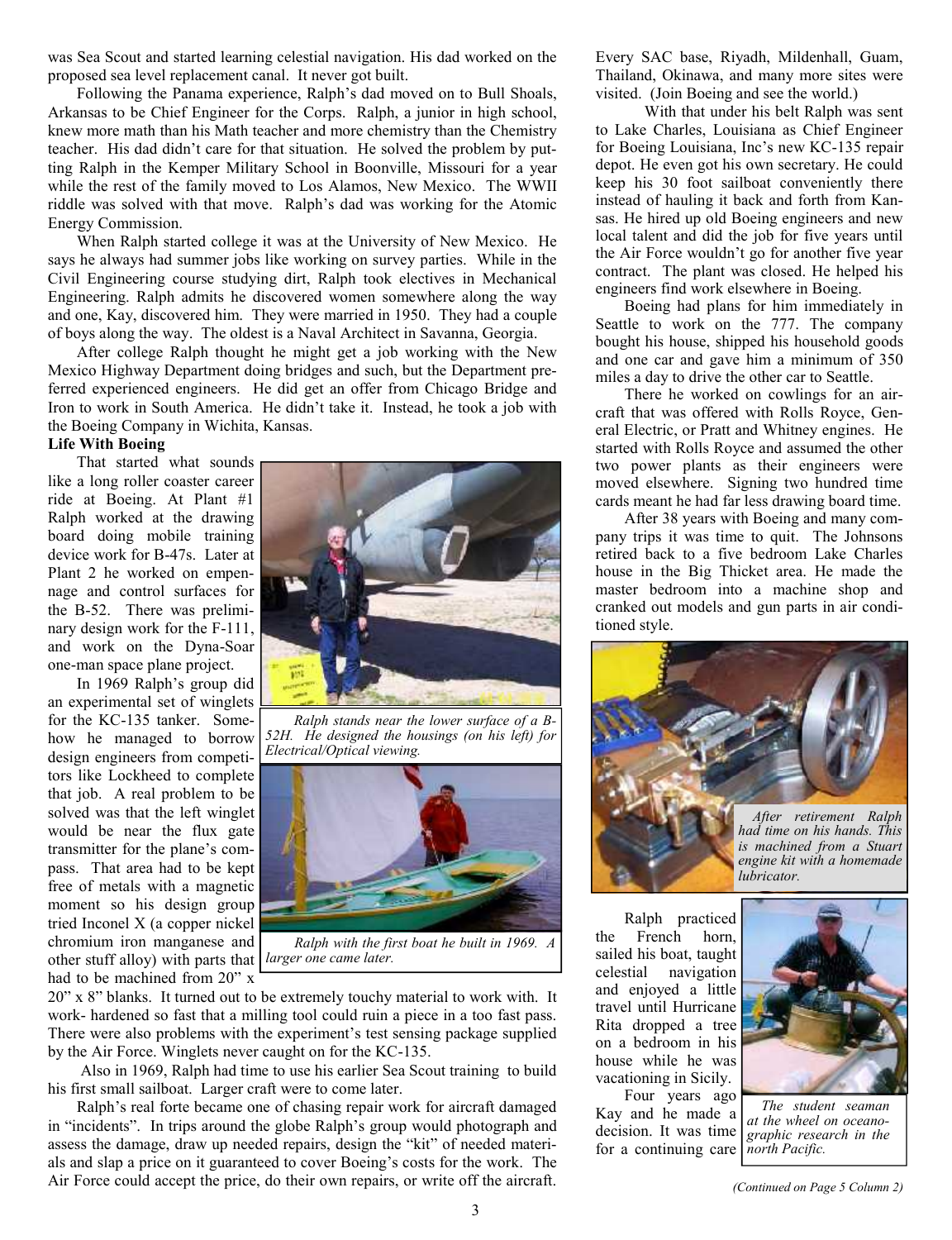was Sea Scout and started learning celestial navigation. His dad worked on the proposed sea level replacement canal. It never got built.

Following the Panama experience, Ralph's dad moved on to Bull Shoals, Arkansas to be Chief Engineer for the Corps. Ralph, a junior in high school, knew more math than his Math teacher and more chemistry than the Chemistry teacher. His dad didn't care for that situation. He solved the problem by putting Ralph in the Kemper Military School in Boonville, Missouri for a year while the rest of the family moved to Los Alamos, New Mexico. The WWII riddle was solved with that move. Ralph's dad was working for the Atomic Energy Commission.

When Ralph started college it was at the University of New Mexico. He says he always had summer jobs like working on survey parties. While in the Civil Engineering course studying dirt, Ralph took electives in Mechanical Engineering. Ralph admits he discovered women somewhere along the way and one, Kay, discovered him. They were married in 1950. They had a couple of boys along the way. The oldest is a Naval Architect in Savanna, Georgia.

After college Ralph thought he might get a job working with the New Mexico Highway Department doing bridges and such, but the Department preferred experienced engineers. He did get an offer from Chicago Bridge and Iron to work in South America. He didn't take it. Instead, he took a job with the Boeing Company in Wichita, Kansas.

**Life With Boeing**

That started what sounds like a long roller coaster career ride at Boeing. At Plant #1 Ralph worked at the drawing board doing mobile training device work for B-47s. Later at Plant 2 he worked on empennage and control surfaces for the B-52. There was preliminary design work for the F-111, and work on the Dyna-Soar one-man space plane project.

*Ralph stands near the lower surface of a B-52H. He designed the housings (on his left) for Electrical/Optical viewing.*

In 1969 Ralph's group did an experimental set of winglets for the KC-135 tanker. Somehow he managed to borrow design engineers from competitors like Lockheed to complete that job. A real problem to be solved was that the left winglet would be near the flux gate transmitter for the plane's compass. That area had to be kept free of metals with a magnetic moment so his design group tried Inconel X (a copper nickel chromium iron manganese and other stuff alloy) with parts that had to be machined from 20" x 20" x 8" blanks. It turned out to be extremely touchy material to work with. It work- hardened so fast that a milling tool could ruin a piece in a too fast pass. There were also problems with the experiment's test sensing package supplied by the Air Force. Winglets never caught on for the KC-135.

*Ralph with the first boat he built in 1969. A larger one came later.*

Also in 1969, Ralph had time to use his earlier Sea Scout training to build his first small sailboat. Larger craft were to come later.

Ralph's real forte became one of chasing repair work for aircraft damaged in "incidents". In trips around the globe Ralph's group would photograph and assess the damage, draw up needed repairs, design the "kit" of needed materials and slap a price on it guaranteed to cover Boeing's costs for the work. The Air Force could accept the price, do their own repairs, or write off the aircraft. Every SAC base, Riyadh, Mildenhall, Guam, Thailand, Okinawa, and many more sites were visited. (Join Boeing and see the world.)

With that under his belt Ralph was sent to Lake Charles, Louisiana as Chief Engineer for Boeing Louisiana, Inc's new KC-135 repair depot. He even got his own secretary. He could keep his 30 foot sailboat conveniently there instead of hauling it back and forth from Kansas. He hired up old Boeing engineers and new local talent and did the job for five years until the Air Force wouldn't go for another five year contract. The plant was closed. He helped his engineers find work elsewhere in Boeing.

Boeing had plans for him immediately in Seattle to work on the 777. The company bought his house, shipped his household goods and one car and gave him a minimum of 350 miles a day to drive the other car to Seattle.

There he worked on cowlings for an aircraft that was offered with Rolls Royce, General Electric, or Pratt and Whitney engines. He started with Rolls Royce and assumed the other two power plants as their engineers were moved elsewhere. Signing two hundred time cards meant he had far less drawing board time.

After 38 years with Boeing and many company trips it was time to quit. The Johnsons retired back to a five bedroom Lake Charles house in the Big Thicket area. He made the master bedroom into a machine shop and cranked out models and gun parts in air conditioned style.

*After retirement Ralph had time on his hands. This is machined from a Stuart engine kit with a homemade lubricator.*

Ralph practiced the French horn, sailed his boat, taught celestial navigation and enjoyed a little travel until Hurricane Rita dropped a tree on a bedroom in his house while he was vacationing in Sicily.

Four years ago Kay and he made a decision. It was time for a continuing care

*The student seaman at the wheel on oceanographic research in the north Pacific.*

*(Continued on Page 5 Column 2)*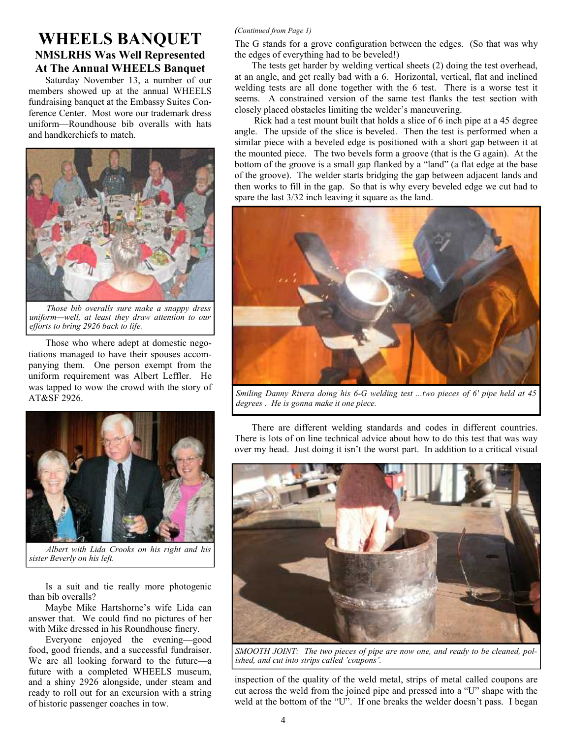# WHEELS BANQUET

## NMSLRHS Was Well Represented At The Annual WHEELS Banquet

Saturday November 13, a number of our members showed up at the annual WHEELS fundraising banquet at the Embassy Suites Conference Center. Most wore our trademark dress uniform—Roundhouse bib overalls with hats and handkerchiefs to match.

*Those bib overalls sure make a snappy dress uniform—well, at least they draw attention to our efforts to bring 2926 back to life.*

Those who where adept at domestic negotiations managed to have their spouses accompanying them. One person exempt from the uniform requirement was Albert Leffler. He was tapped to wow the crowd with the story of AT&SF 2926.

*Albert with Lida Crooks on his right and his sister Beverly on his left.*

Is a suit and tie really more photogenic than bib overalls?

Maybe Mike Hartshorne's wife Lida can answer that. We could find no pictures of her with Mike dressed in his Roundhouse finery.

Everyone enjoyed the evening—good food, good friends, and a successful fundraiser. We are all looking forward to the future—a future with a completed WHEELS museum, and a shiny 2926 alongside, under steam and ready to roll out for an excursion with a string of historic passenger coaches in tow.

*(Continued from Page 1)*

The G stands for a grove configuration between the edges. (So that was why the edges of everything had to be beveled!)

The tests get harder by welding vertical sheets (2) doing the test overhead, at an angle, and get really bad with a 6. Horizontal, vertical, flat and inclined welding tests are all done together with the 6 test. There is a worse test it seems. A constrained version of the same test flanks the test section with closely placed obstacles limiting the welder's maneuvering.

Rick had a test mount built that holds a slice of 6 inch pipe at a 45 degree angle. The upside of the slice is beveled. Then the test is performed when a similar piece with a beveled edge is positioned with a short gap between it at the mounted piece. The two bevels form a groove (that is the G again). At the bottom of the groove is a small gap flanked by a "land" (a flat edge at the base of the groove). The welder starts bridging the gap between adjacent lands and then works to fill in the gap. So that is why every beveled edge we cut had to spare the last 3/32 inch leaving it square as the land.

*Smiling Danny Rivera doing his 6-G welding test ...two pieces of 6' pipe held at 45 degrees . He is gonna make it one piece.*

There are different welding standards and codes in different countries. There is lots of on line technical advice about how to do this test that was way over my head. Just doing it isn't the worst part. In addition to a critical visual inspection of the quality of the weld metal, strips of metal called coupons are cut across the weld from the joined pipe and pressed into a "U" shape with the weld at the bottom of the "U". If one breaks the welder doesn't pass. I began

*SMOOTH JOINT: The two pieces of pipe are now one, and ready to be cleaned, polished, and cut into strips called 'coupons'.*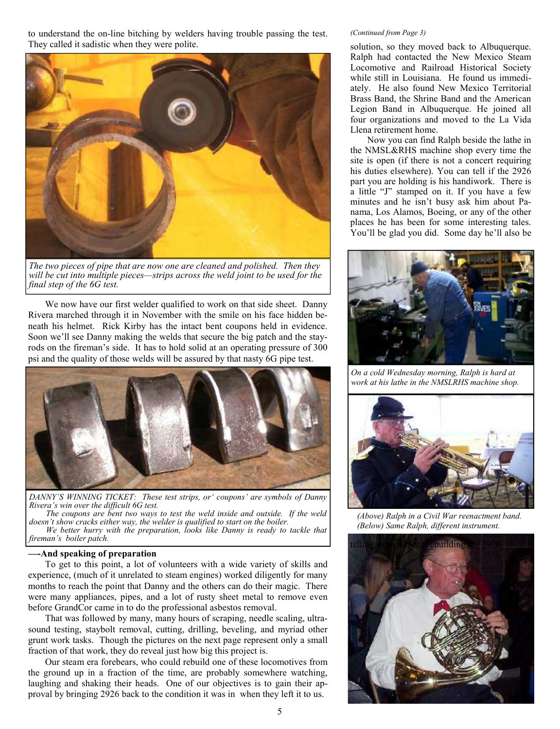to understand the on-line bitching by welders having trouble passing the test. They called it sadistic when they were polite.

*The two pieces of pipe that are now one are cleaned and polished. Then they will be cut into multiple pieces—strips across the weld joint to be used for the final step of the 6G test.*

We now have our first welder qualified to work on that side sheet. Danny Rivera marched through it in November with the smile on his face hidden beneath his helmet. Rick Kirby has the intact bent coupons held in evidence. Soon we'll see Danny making the welds that secure the big patch and the stay-rods on the fireman's side. It has to hold solid at an operating pressure of 300 psi and the quality of those welds will be assured by that nasty 6G pipe test.

*DANNY'S WINNING TICKET: These test strips, or' coupons' are symbols of Danny Rivera's win over the difficult 6G test.*

*The coupons are bent two ways to test the weld inside and outside. If the weld doesn't show cracks either way, the welder is qualified to start on the boiler.*

*We better hurry with the preparation, looks like Danny is ready to tackle that fireman's boiler patch.*

**—-And speaking of preparation**

To get to this point, a lot of volunteers with a wide variety of skills and experience, (much of it unrelated to steam engines) worked diligently for many months to reach the point that Danny and the others can do their magic. There were many appliances, pipes, and a lot of rusty sheet metal to remove even before GrandCor came in to do the professional asbestos removal.

That was followed by many, many hours of scraping, needle scaling, ultrasound testing, staybolt removal, cutting, drilling, beveling, and myriad other grunt work tasks. Though the pictures on the next page represent only a small fraction of that work, they do reveal just how big this project is.

Our steam era forebears, who could rebuild one of these locomotives from the ground up in a fraction of the time, are probably somewhere watching, laughing and shaking their heads. One of our objectives is to gain their approval by bringing 2926 back to the condition it was in when they left it to us.

*(Continued from Page 3)*

solution, so they moved back to Albuquerque. Ralph had contacted the New Mexico Steam Locomotive and Railroad Historical Society while still in Louisiana. He found us immediately. He also found New Mexico Territorial Brass Band, the Shrine Band and the American Legion Band in Albuquerque. He joined all four organizations and moved to the La Vida Llena retirement home.

Now you can find Ralph beside the lathe in the NMSL&RHS machine shop every time the site is open (if there is not a concert requiring his duties elsewhere). You can tell if the 2926 part you are holding is his handiwork. There is a little "J" stamped on it. If you have a few minutes and he isn't busy ask him about Panama, Los Alamos, Boeing, or any of the other places he has been for some interesting tales. You'll be glad you did. Some day he'll also be telling stories about rebuilding the 2926.

*On a cold Wednesday morning, Ralph is hard at work at his lathe in the NMSLRHS machine shop.*

*(Above) Ralph in a Civil War reenactment band.*
*(Below) Same Ralph, different instrument.*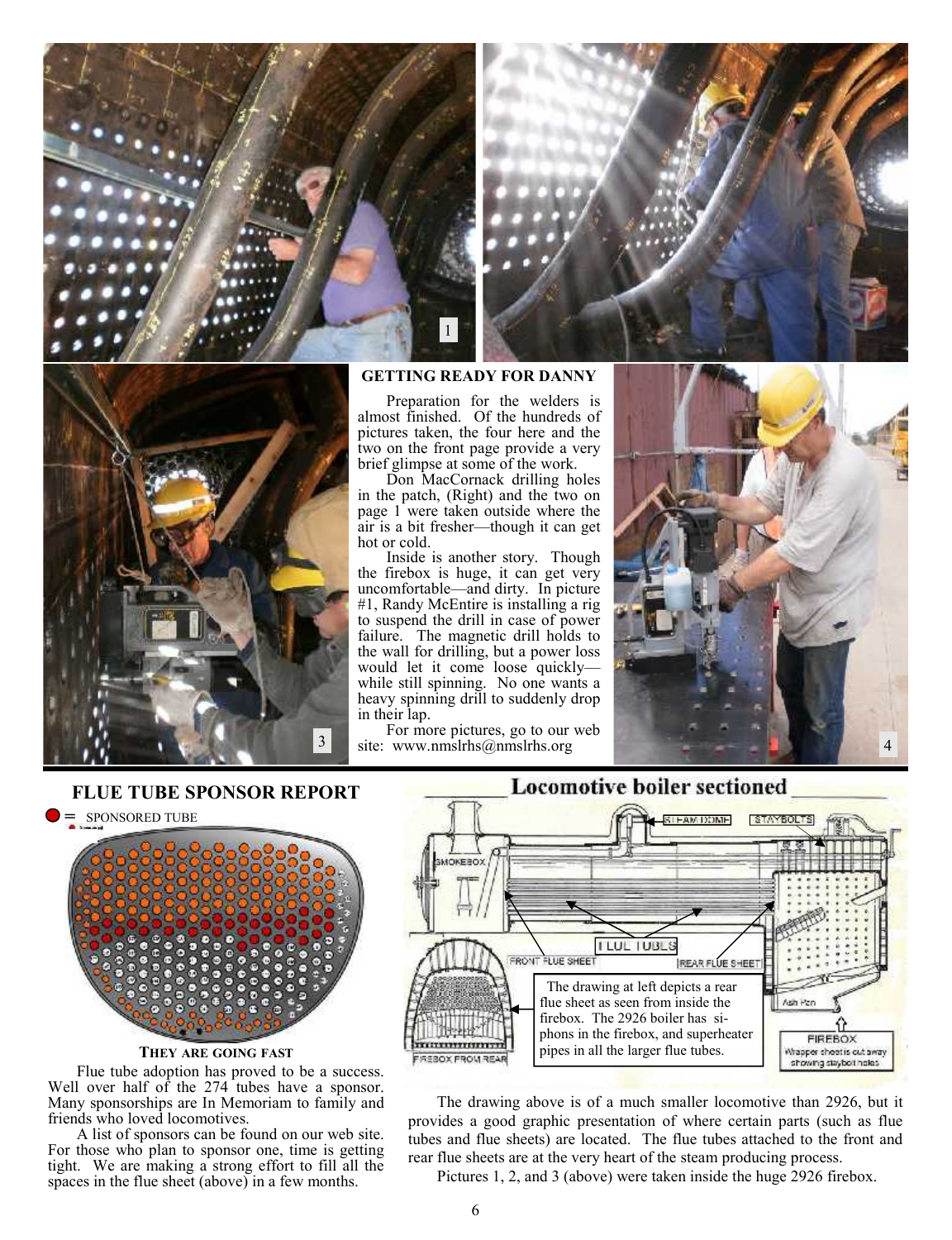## GETTING READY FOR DANNY

Preparation for the welders is almost finished. Of the hundreds of pictures taken, the four here and the two on the front page provide a very brief glimpse at some of the work.

Don MacCornack drilling holes in the patch, (Right) and the two on page 1 were taken outside where the air is a bit fresher—though it can get hot or cold.

Inside is another story. Though the firebox is huge, it can get very uncomfortable—and dirty. In picture #1, Randy McEntire is installing a rig to suspend the drill in case of power failure. The magnetic drill holds to the wall for drilling, but a power loss would let it come loose quickly—while still spinning. No one wants a heavy spinning drill to suddenly drop in their lap.

For more pictures, go to our web site: www.nmslrhs@nmslrhs.org

## FLUE TUBE SPONSOR REPORT

● = SPONSORED TUBE

**THEY ARE GOING FAST**

Flue tube adoption has proved to be a success. Well over half of the 274 tubes have a sponsor. Many sponsorships are In Memoriam to family and friends who loved locomotives.

A list of sponsors can be found on our web site. For those who plan to sponsor one, time is getting tight. We are making a strong effort to fill all the spaces in the flue sheet (above) in a few months.

## Locomotive boiler sectioned

STEAM DOME

STAYBOLTS

SMOKEBOX

FLUE TUBES

FRONT FLUE SHEET

REAR FLUE SHEET

FIREBOX FROM REAR

Ash Pan

FIREBOX

Wrapper sheet is cut away showing staybolt holes

The drawing at left depicts a rear flue sheet as seen from inside the firebox. The 2926 boiler has siphons in the firebox, and superheater pipes in all the larger flue tubes.

The drawing above is of a much smaller locomotive than 2926, but it provides a good graphic presentation of where certain parts (such as flue tubes and flue sheets) are located. The flue tubes attached to the front and rear flue sheets are at the very heart of the steam producing process.

Pictures 1, 2, and 3 (above) were taken inside the huge 2926 firebox.